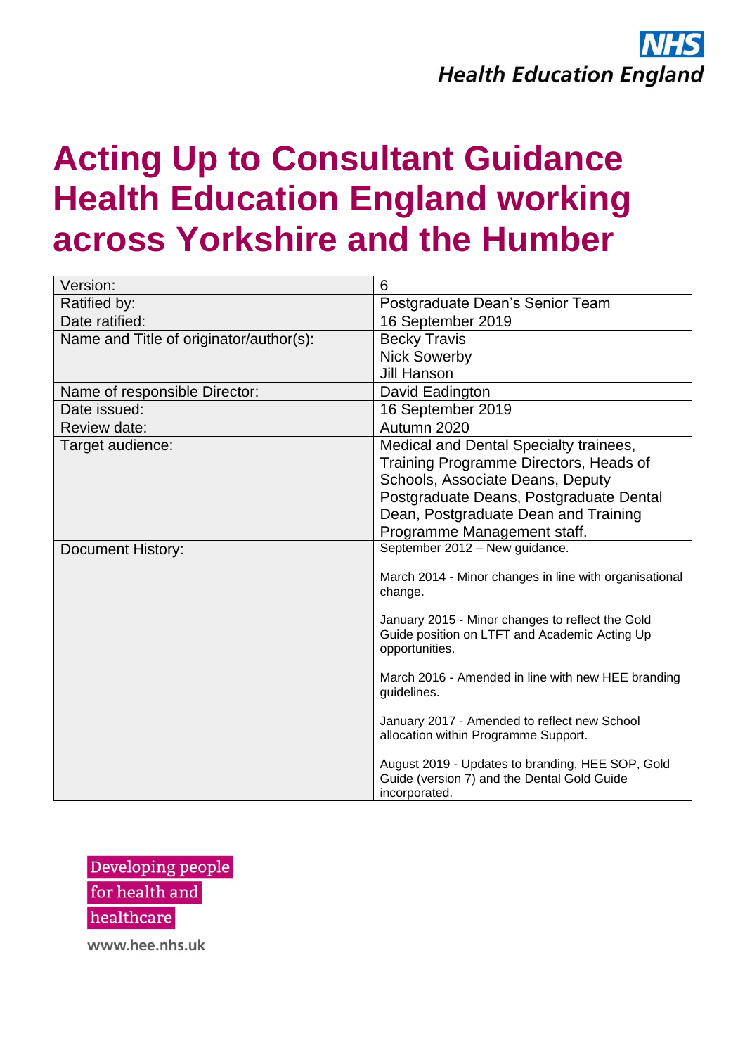NHS
Health Education England

# Acting Up to Consultant Guidance Health Education England working across Yorkshire and the Humber

| | |
|---|---|
| Version: | 6 |
| Ratified by: | Postgraduate Dean's Senior Team |
| Date ratified: | 16 September 2019 |
| Name and Title of originator/author(s): | Becky Travis<br>Nick Sowerby<br>Jill Hanson |
| Name of responsible Director: | David Eadington |
| Date issued: | 16 September 2019 |
| Review date: | Autumn 2020 |
| Target audience: | Medical and Dental Specialty trainees, Training Programme Directors, Heads of Schools, Associate Deans, Deputy Postgraduate Deans, Postgraduate Dental Dean, Postgraduate Dean and Training Programme Management staff. |
| Document History: | September 2012 – New guidance.<br><br>March 2014 - Minor changes in line with organisational change.<br><br>January 2015 - Minor changes to reflect the Gold Guide position on LTFT and Academic Acting Up opportunities.<br><br>March 2016 - Amended in line with new HEE branding guidelines.<br><br>January 2017 - Amended to reflect new School allocation within Programme Support.<br><br>August 2019 - Updates to branding, HEE SOP, Gold Guide (version 7) and the Dental Gold Guide incorporated. |

Developing people
for health and
healthcare

www.hee.nhs.uk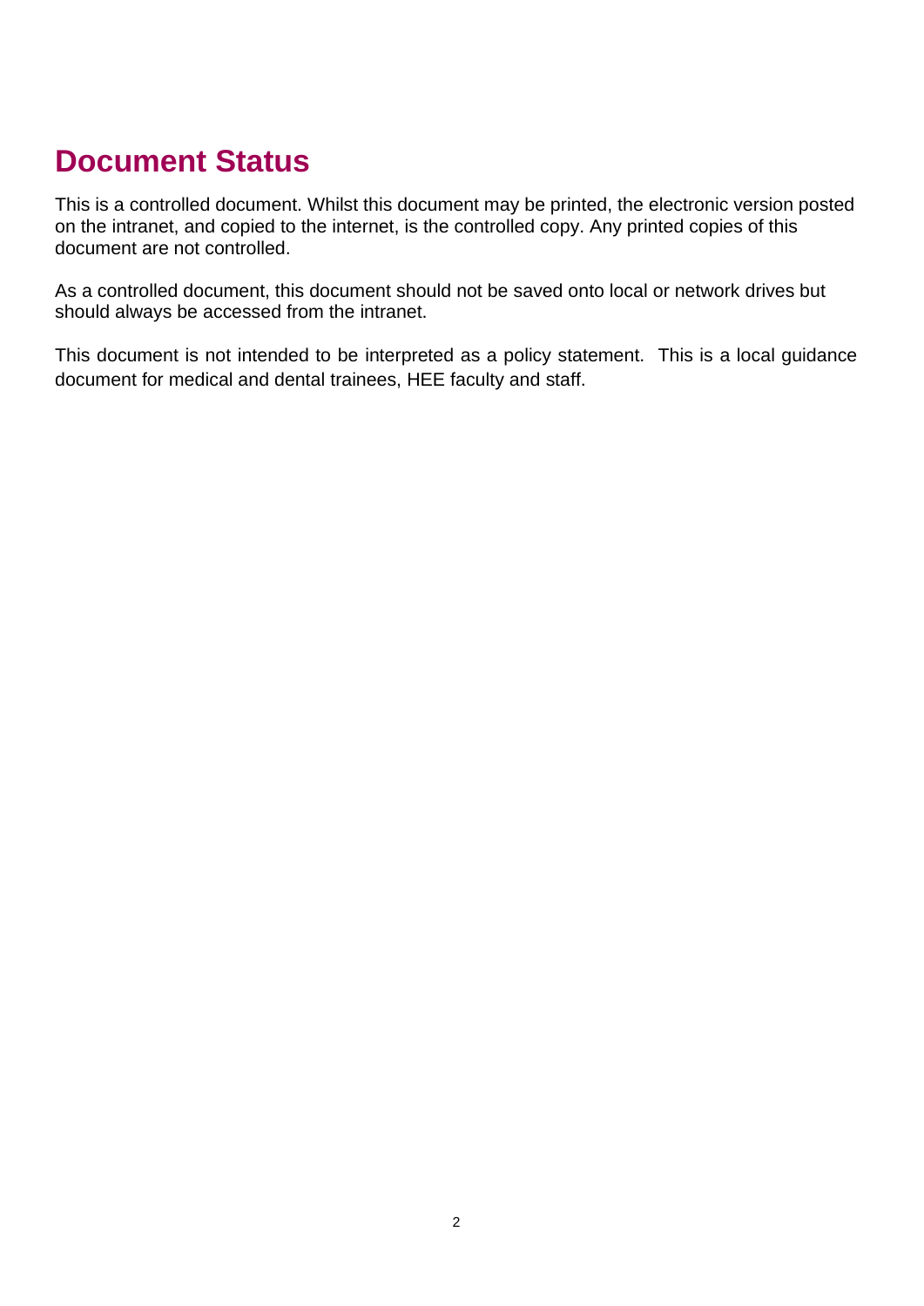# Document Status

This is a controlled document. Whilst this document may be printed, the electronic version posted on the intranet, and copied to the internet, is the controlled copy. Any printed copies of this document are not controlled.

As a controlled document, this document should not be saved onto local or network drives but should always be accessed from the intranet.

This document is not intended to be interpreted as a policy statement. This is a local guidance document for medical and dental trainees, HEE faculty and staff.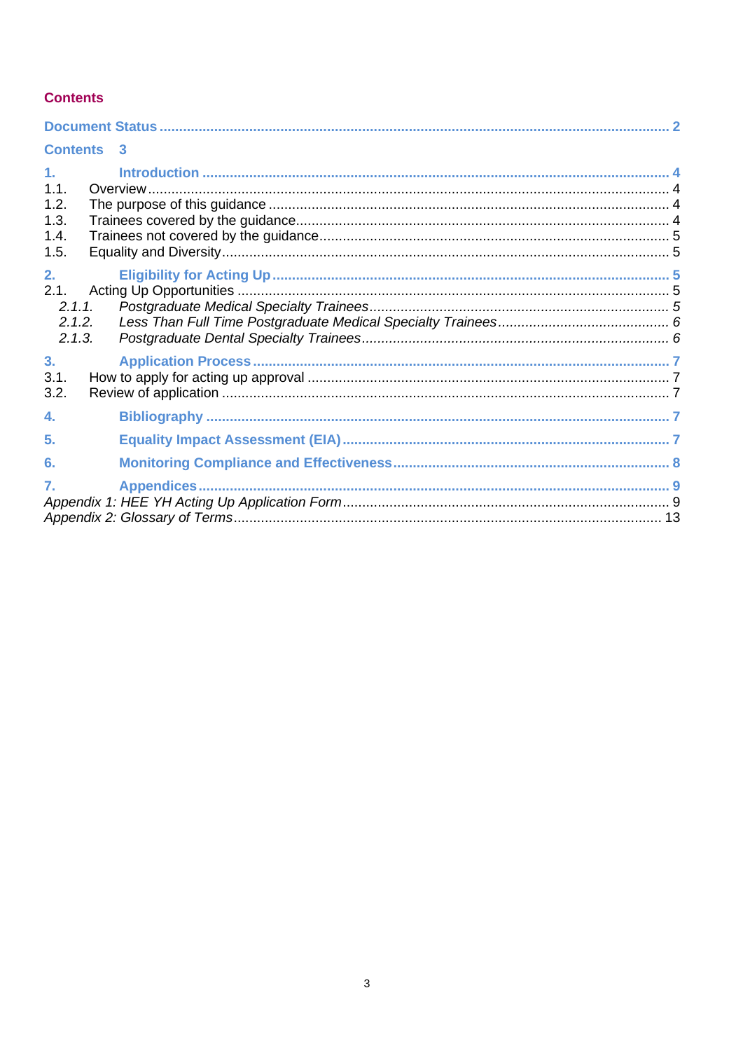## Contents

**Document Status** ... 2

**Contents** 3

**1. Introduction** ... 4

1.1. Overview ... 4

1.2. The purpose of this guidance ... 4

1.3. Trainees covered by the guidance ... 4

1.4. Trainees not covered by the guidance ... 5

1.5. Equality and Diversity ... 5

**2. Eligibility for Acting Up** ... 5

2.1. Acting Up Opportunities ... 5

*2.1.1. Postgraduate Medical Specialty Trainees* ... 5

*2.1.2. Less Than Full Time Postgraduate Medical Specialty Trainees* ... 6

*2.1.3. Postgraduate Dental Specialty Trainees* ... 6

**3. Application Process** ... 7

3.1. How to apply for acting up approval ... 7

3.2. Review of application ... 7

**4. Bibliography** ... 7

**5. Equality Impact Assessment (EIA)** ... 7

**6. Monitoring Compliance and Effectiveness** ... 8

**7. Appendices** ... 9

*Appendix 1: HEE YH Acting Up Application Form* ... 9

*Appendix 2: Glossary of Terms* ... 13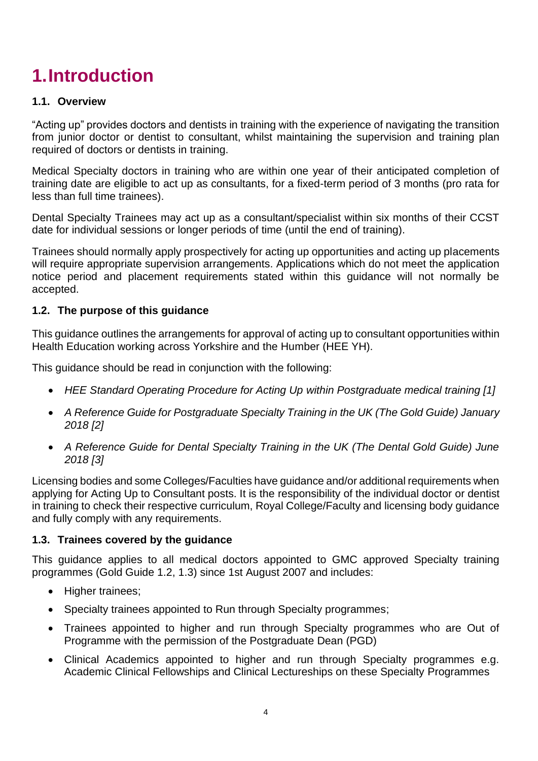# 1. Introduction

### 1.1. Overview

"Acting up" provides doctors and dentists in training with the experience of navigating the transition from junior doctor or dentist to consultant, whilst maintaining the supervision and training plan required of doctors or dentists in training.

Medical Specialty doctors in training who are within one year of their anticipated completion of training date are eligible to act up as consultants, for a fixed-term period of 3 months (pro rata for less than full time trainees).

Dental Specialty Trainees may act up as a consultant/specialist within six months of their CCST date for individual sessions or longer periods of time (until the end of training).

Trainees should normally apply prospectively for acting up opportunities and acting up placements will require appropriate supervision arrangements. Applications which do not meet the application notice period and placement requirements stated within this guidance will not normally be accepted.

### 1.2. The purpose of this guidance

This guidance outlines the arrangements for approval of acting up to consultant opportunities within Health Education working across Yorkshire and the Humber (HEE YH).

This guidance should be read in conjunction with the following:

- *HEE Standard Operating Procedure for Acting Up within Postgraduate medical training [1]*
- *A Reference Guide for Postgraduate Specialty Training in the UK (The Gold Guide) January 2018 [2]*
- *A Reference Guide for Dental Specialty Training in the UK (The Dental Gold Guide) June 2018 [3]*

Licensing bodies and some Colleges/Faculties have guidance and/or additional requirements when applying for Acting Up to Consultant posts. It is the responsibility of the individual doctor or dentist in training to check their respective curriculum, Royal College/Faculty and licensing body guidance and fully comply with any requirements.

### 1.3. Trainees covered by the guidance

This guidance applies to all medical doctors appointed to GMC approved Specialty training programmes (Gold Guide 1.2, 1.3) since 1st August 2007 and includes:

- Higher trainees;
- Specialty trainees appointed to Run through Specialty programmes;
- Trainees appointed to higher and run through Specialty programmes who are Out of Programme with the permission of the Postgraduate Dean (PGD)
- Clinical Academics appointed to higher and run through Specialty programmes e.g. Academic Clinical Fellowships and Clinical Lectureships on these Specialty Programmes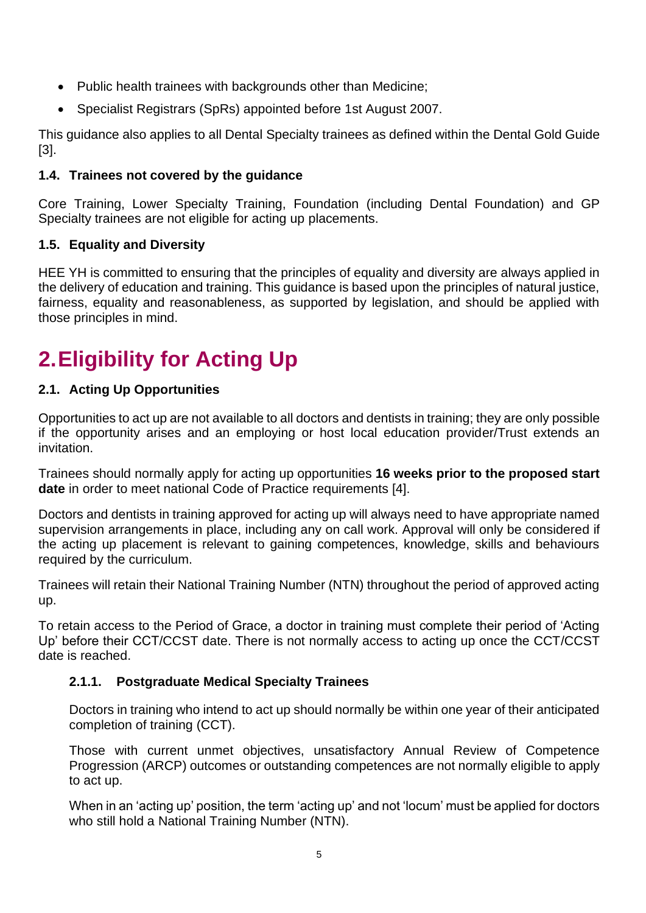- Public health trainees with backgrounds other than Medicine;
- Specialist Registrars (SpRs) appointed before 1st August 2007.

This guidance also applies to all Dental Specialty trainees as defined within the Dental Gold Guide [3].

### 1.4. Trainees not covered by the guidance

Core Training, Lower Specialty Training, Foundation (including Dental Foundation) and GP Specialty trainees are not eligible for acting up placements.

### 1.5. Equality and Diversity

HEE YH is committed to ensuring that the principles of equality and diversity are always applied in the delivery of education and training. This guidance is based upon the principles of natural justice, fairness, equality and reasonableness, as supported by legislation, and should be applied with those principles in mind.

# 2. Eligibility for Acting Up

### 2.1. Acting Up Opportunities

Opportunities to act up are not available to all doctors and dentists in training; they are only possible if the opportunity arises and an employing or host local education provider/Trust extends an invitation.

Trainees should normally apply for acting up opportunities **16 weeks prior to the proposed start date** in order to meet national Code of Practice requirements [4].

Doctors and dentists in training approved for acting up will always need to have appropriate named supervision arrangements in place, including any on call work. Approval will only be considered if the acting up placement is relevant to gaining competences, knowledge, skills and behaviours required by the curriculum.

Trainees will retain their National Training Number (NTN) throughout the period of approved acting up.

To retain access to the Period of Grace, a doctor in training must complete their period of 'Acting Up' before their CCT/CCST date. There is not normally access to acting up once the CCT/CCST date is reached.

#### 2.1.1. Postgraduate Medical Specialty Trainees

Doctors in training who intend to act up should normally be within one year of their anticipated completion of training (CCT).

Those with current unmet objectives, unsatisfactory Annual Review of Competence Progression (ARCP) outcomes or outstanding competences are not normally eligible to apply to act up.

When in an 'acting up' position, the term 'acting up' and not 'locum' must be applied for doctors who still hold a National Training Number (NTN).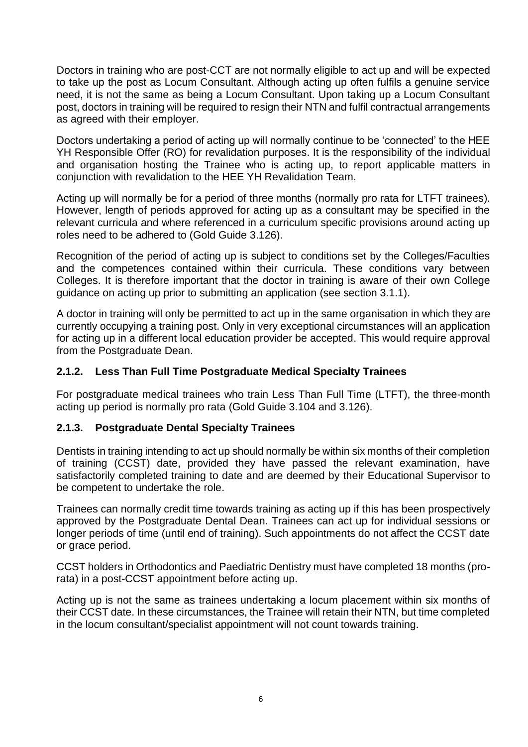Doctors in training who are post-CCT are not normally eligible to act up and will be expected to take up the post as Locum Consultant. Although acting up often fulfils a genuine service need, it is not the same as being a Locum Consultant. Upon taking up a Locum Consultant post, doctors in training will be required to resign their NTN and fulfil contractual arrangements as agreed with their employer.

Doctors undertaking a period of acting up will normally continue to be 'connected' to the HEE YH Responsible Offer (RO) for revalidation purposes. It is the responsibility of the individual and organisation hosting the Trainee who is acting up, to report applicable matters in conjunction with revalidation to the HEE YH Revalidation Team.

Acting up will normally be for a period of three months (normally pro rata for LTFT trainees). However, length of periods approved for acting up as a consultant may be specified in the relevant curricula and where referenced in a curriculum specific provisions around acting up roles need to be adhered to (Gold Guide 3.126).

Recognition of the period of acting up is subject to conditions set by the Colleges/Faculties and the competences contained within their curricula. These conditions vary between Colleges. It is therefore important that the doctor in training is aware of their own College guidance on acting up prior to submitting an application (see section 3.1.1).

A doctor in training will only be permitted to act up in the same organisation in which they are currently occupying a training post. Only in very exceptional circumstances will an application for acting up in a different local education provider be accepted. This would require approval from the Postgraduate Dean.

### 2.1.2. Less Than Full Time Postgraduate Medical Specialty Trainees

For postgraduate medical trainees who train Less Than Full Time (LTFT), the three-month acting up period is normally pro rata (Gold Guide 3.104 and 3.126).

### 2.1.3. Postgraduate Dental Specialty Trainees

Dentists in training intending to act up should normally be within six months of their completion of training (CCST) date, provided they have passed the relevant examination, have satisfactorily completed training to date and are deemed by their Educational Supervisor to be competent to undertake the role.

Trainees can normally credit time towards training as acting up if this has been prospectively approved by the Postgraduate Dental Dean. Trainees can act up for individual sessions or longer periods of time (until end of training). Such appointments do not affect the CCST date or grace period.

CCST holders in Orthodontics and Paediatric Dentistry must have completed 18 months (pro-rata) in a post-CCST appointment before acting up.

Acting up is not the same as trainees undertaking a locum placement within six months of their CCST date. In these circumstances, the Trainee will retain their NTN, but time completed in the locum consultant/specialist appointment will not count towards training.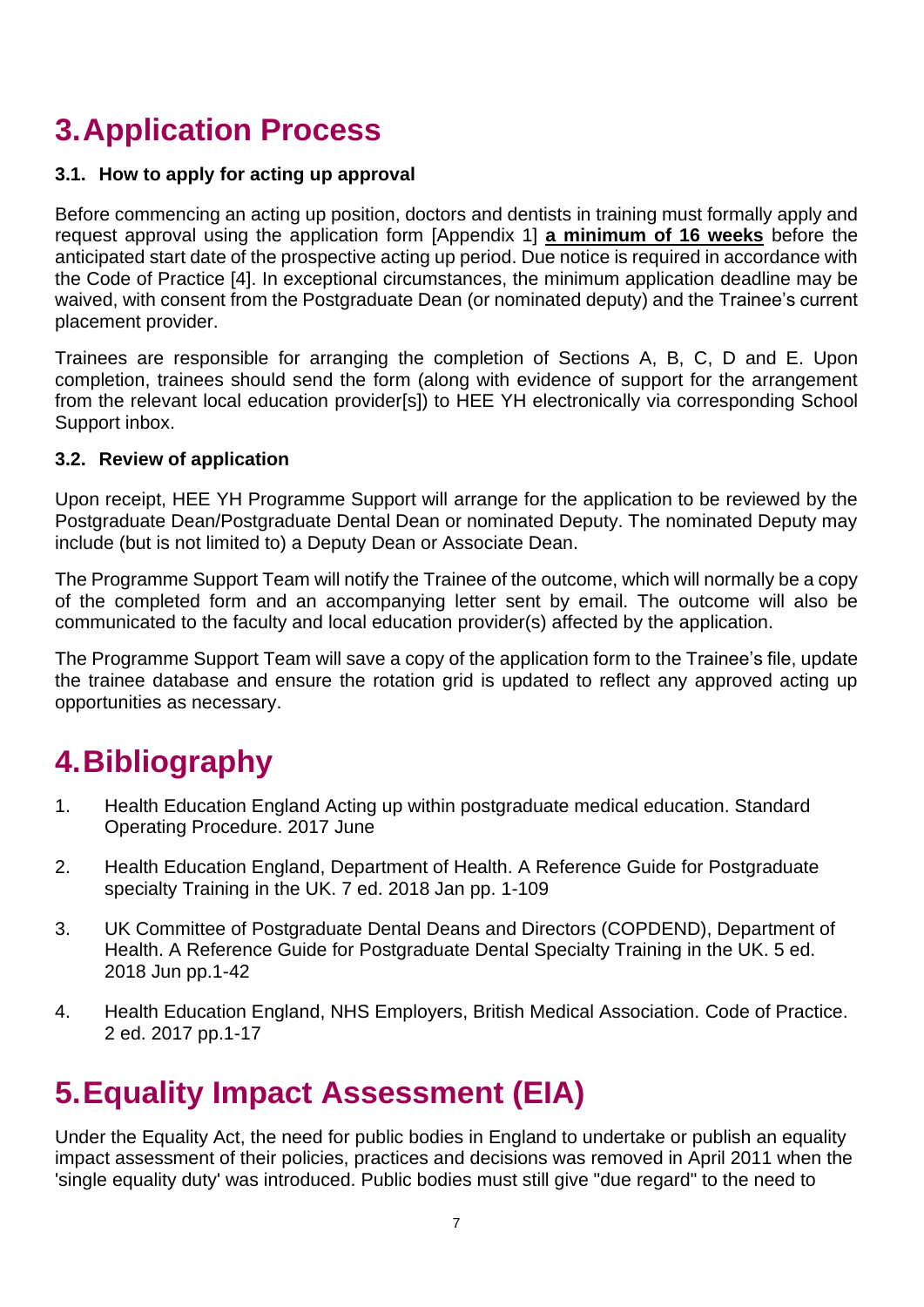# 3. Application Process

### 3.1. How to apply for acting up approval

Before commencing an acting up position, doctors and dentists in training must formally apply and request approval using the application form [Appendix 1] **a minimum of 16 weeks** before the anticipated start date of the prospective acting up period. Due notice is required in accordance with the Code of Practice [4]. In exceptional circumstances, the minimum application deadline may be waived, with consent from the Postgraduate Dean (or nominated deputy) and the Trainee's current placement provider.

Trainees are responsible for arranging the completion of Sections A, B, C, D and E. Upon completion, trainees should send the form (along with evidence of support for the arrangement from the relevant local education provider[s]) to HEE YH electronically via corresponding School Support inbox.

### 3.2. Review of application

Upon receipt, HEE YH Programme Support will arrange for the application to be reviewed by the Postgraduate Dean/Postgraduate Dental Dean or nominated Deputy. The nominated Deputy may include (but is not limited to) a Deputy Dean or Associate Dean.

The Programme Support Team will notify the Trainee of the outcome, which will normally be a copy of the completed form and an accompanying letter sent by email. The outcome will also be communicated to the faculty and local education provider(s) affected by the application.

The Programme Support Team will save a copy of the application form to the Trainee's file, update the trainee database and ensure the rotation grid is updated to reflect any approved acting up opportunities as necessary.

# 4. Bibliography

1. Health Education England Acting up within postgraduate medical education. Standard Operating Procedure. 2017 June
2. Health Education England, Department of Health. A Reference Guide for Postgraduate specialty Training in the UK. 7 ed. 2018 Jan pp. 1-109
3. UK Committee of Postgraduate Dental Deans and Directors (COPDEND), Department of Health. A Reference Guide for Postgraduate Dental Specialty Training in the UK. 5 ed. 2018 Jun pp.1-42
4. Health Education England, NHS Employers, British Medical Association. Code of Practice. 2 ed. 2017 pp.1-17

# 5. Equality Impact Assessment (EIA)

Under the Equality Act, the need for public bodies in England to undertake or publish an equality impact assessment of their policies, practices and decisions was removed in April 2011 when the 'single equality duty' was introduced. Public bodies must still give "due regard" to the need to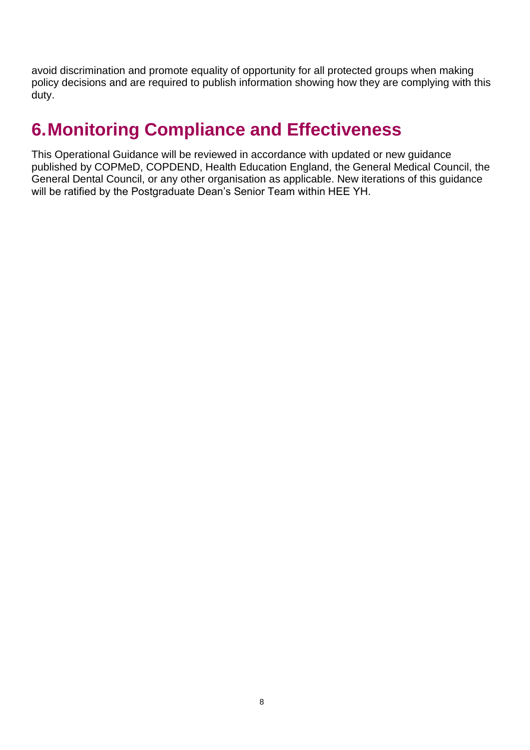avoid discrimination and promote equality of opportunity for all protected groups when making policy decisions and are required to publish information showing how they are complying with this duty.

# 6. Monitoring Compliance and Effectiveness

This Operational Guidance will be reviewed in accordance with updated or new guidance published by COPMeD, COPDEND, Health Education England, the General Medical Council, the General Dental Council, or any other organisation as applicable. New iterations of this guidance will be ratified by the Postgraduate Dean's Senior Team within HEE YH.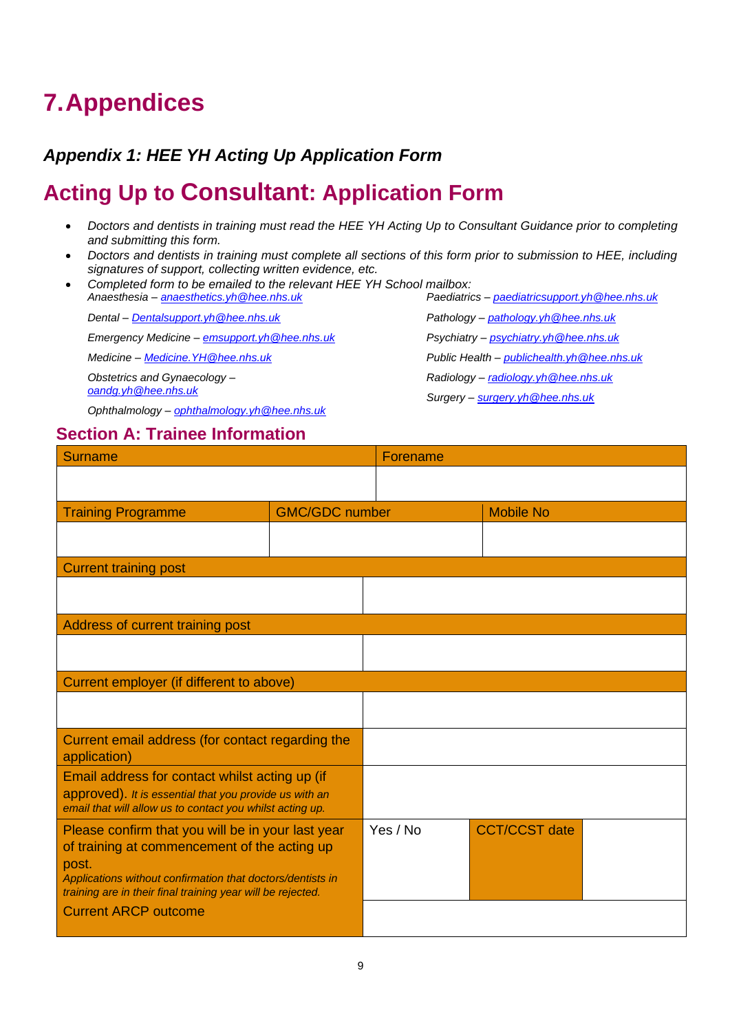# 7. Appendices

### *Appendix 1: HEE YH Acting Up Application Form*

## Acting Up to Consultant: Application Form

- *Doctors and dentists in training must read the HEE YH Acting Up to Consultant Guidance prior to completing and submitting this form.*
- *Doctors and dentists in training must complete all sections of this form prior to submission to HEE, including signatures of support, collecting written evidence, etc.*
- *Completed form to be emailed to the relevant HEE YH School mailbox:*

  *Anaesthesia – anaesthetics.yh@hee.nhs.uk*

  *Dental – Dentalsupport.yh@hee.nhs.uk*

  *Emergency Medicine – emsupport.yh@hee.nhs.uk*

  *Medicine – Medicine.YH@hee.nhs.uk*

  *Obstetrics and Gynaecology – oandg.yh@hee.nhs.uk*

  *Ophthalmology – ophthalmology.yh@hee.nhs.uk*

  *Paediatrics – paediatricsupport.yh@hee.nhs.uk*

  *Pathology – pathology.yh@hee.nhs.uk*

  *Psychiatry – psychiatry.yh@hee.nhs.uk*

  *Public Health – publichealth.yh@hee.nhs.uk*

  *Radiology – radiology.yh@hee.nhs.uk*

  *Surgery – surgery.yh@hee.nhs.uk*

### Section A: Trainee Information

| Surname | | Forename | |
|---|---|---|---|
| | | | |
| **Training Programme** | **GMC/GDC number** | | **Mobile No** |
| | | | |
| **Current training post** | | | |
| | | | |
| **Address of current training post** | | | |
| | | | |
| **Current employer (if different to above)** | | | |
| | | | |
| **Current email address (for contact regarding the application)** | | | |
| **Email address for contact whilst acting up (if approved).** *It is essential that you provide us with an email that will allow us to contact you whilst acting up.* | | | |
| **Please confirm that you will be in your last year of training at commencement of the acting up post.** *Applications without confirmation that doctors/dentists in training are in their final training year will be rejected.* | Yes / No | **CCT/CCST date** | |
| **Current ARCP outcome** | | | |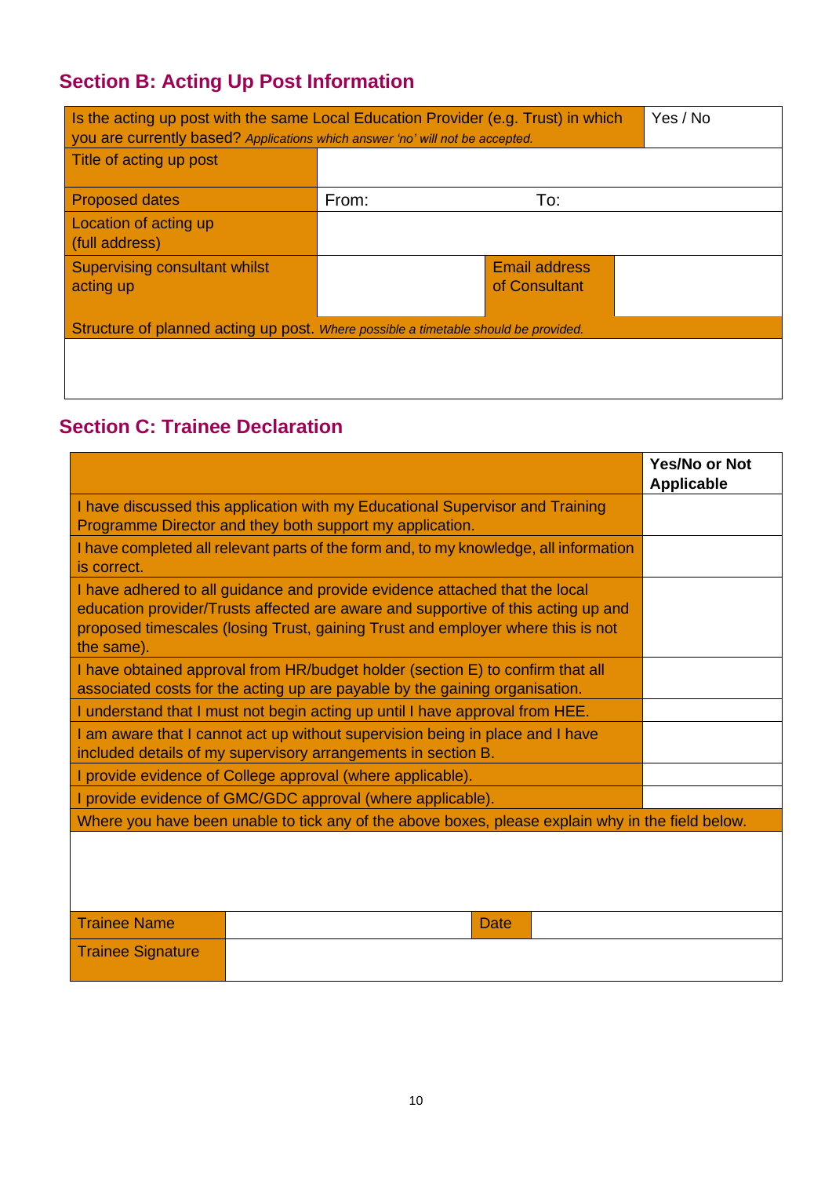## Section B: Acting Up Post Information

| Is the acting up post with the same Local Education Provider (e.g. Trust) in which you are currently based? *Applications which answer 'no' will not be accepted.* | | | | Yes / No |
|---|---|---|---|---|
| Title of acting up post | | | | |
| Proposed dates | From: | To: | | |
| Location of acting up (full address) | | | | |
| Supervising consultant whilst acting up | | Email address of Consultant | | |
| Structure of planned acting up post. *Where possible a timetable should be provided.* | | | | |
| | | | | |

## Section C: Trainee Declaration

| | **Yes/No or Not Applicable** |
|---|---|
| I have discussed this application with my Educational Supervisor and Training Programme Director and they both support my application. | |
| I have completed all relevant parts of the form and, to my knowledge, all information is correct. | |
| I have adhered to all guidance and provide evidence attached that the local education provider/Trusts affected are aware and supportive of this acting up and proposed timescales (losing Trust, gaining Trust and employer where this is not the same). | |
| I have obtained approval from HR/budget holder (section E) to confirm that all associated costs for the acting up are payable by the gaining organisation. | |
| I understand that I must not begin acting up until I have approval from HEE. | |
| I am aware that I cannot act up without supervision being in place and I have included details of my supervisory arrangements in section B. | |
| I provide evidence of College approval (where applicable). | |
| I provide evidence of GMC/GDC approval (where applicable). | |
| Where you have been unable to tick any of the above boxes, please explain why in the field below. | |
| | |

| Trainee Name | | Date | |
|---|---|---|---|
| Trainee Signature | | | |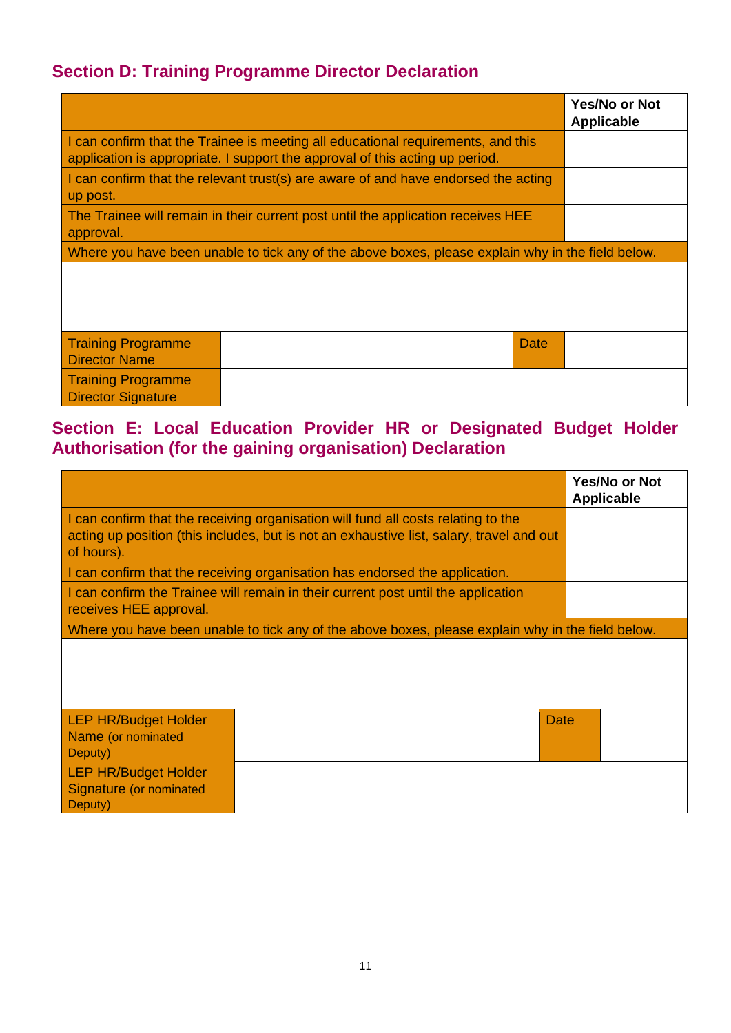## Section D: Training Programme Director Declaration

| | Yes/No or Not Applicable |
|---|---|
| I can confirm that the Trainee is meeting all educational requirements, and this application is appropriate. I support the approval of this acting up period. | |
| I can confirm that the relevant trust(s) are aware of and have endorsed the acting up post. | |
| The Trainee will remain in their current post until the application receives HEE approval. | |
| Where you have been unable to tick any of the above boxes, please explain why in the field below. | |
| | |

| | | | |
|---|---|---|---|
| Training Programme Director Name | | Date | |
| Training Programme Director Signature | | | |

## Section E: Local Education Provider HR or Designated Budget Holder Authorisation (for the gaining organisation) Declaration

| | Yes/No or Not Applicable |
|---|---|
| I can confirm that the receiving organisation will fund all costs relating to the acting up position (this includes, but is not an exhaustive list, salary, travel and out of hours). | |
| I can confirm that the receiving organisation has endorsed the application. | |
| I can confirm the Trainee will remain in their current post until the application receives HEE approval. | |
| Where you have been unable to tick any of the above boxes, please explain why in the field below. | |
| | |

| | | | |
|---|---|---|---|
| LEP HR/Budget Holder Name (or nominated Deputy) | | Date | |
| LEP HR/Budget Holder Signature (or nominated Deputy) | | | |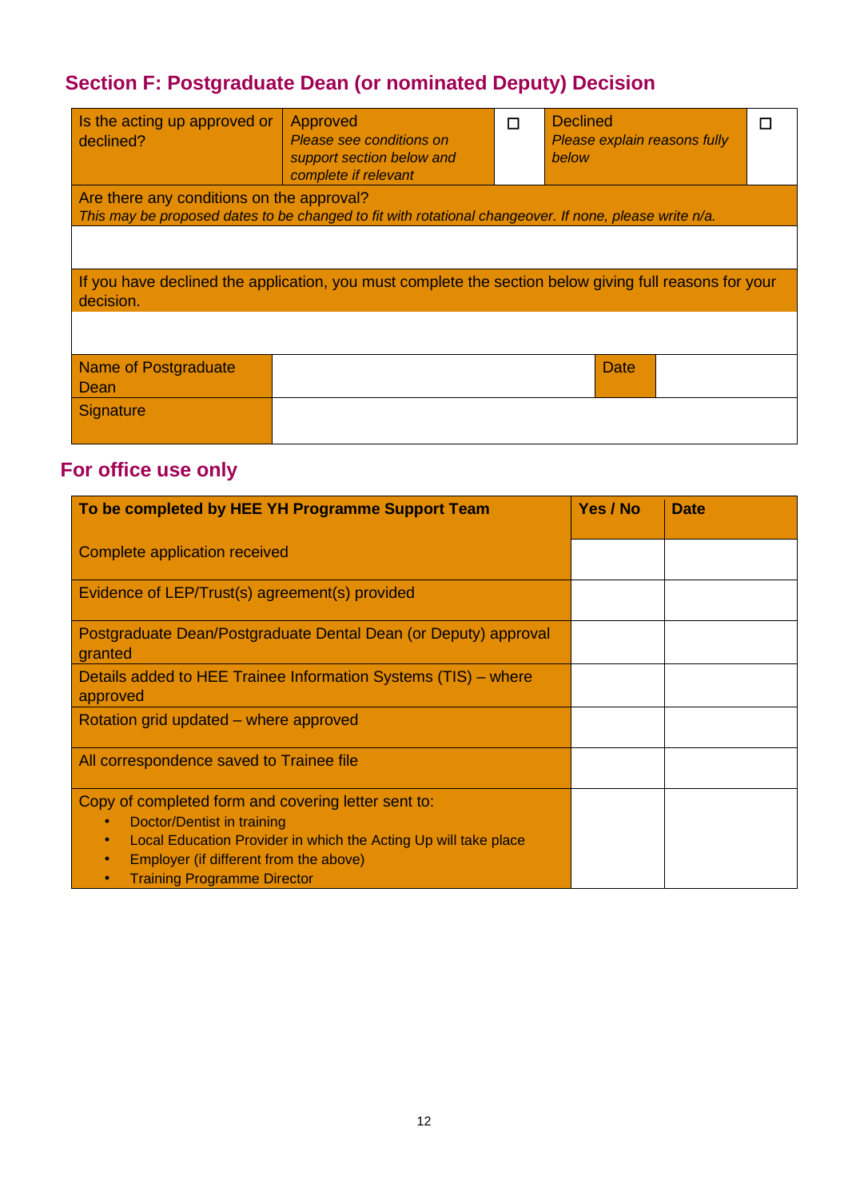## Section F: Postgraduate Dean (or nominated Deputy) Decision

| Is the acting up approved or declined? | Approved<br>*Please see conditions on support section below and complete if relevant* | ☐ | Declined<br>*Please explain reasons fully below* | ☐ |
|---|---|---|---|---|
| Are there any conditions on the approval?<br>*This may be proposed dates to be changed to fit with rotational changeover. If none, please write n/a.* | | | | |
| | | | | |
| If you have declined the application, you must complete the section below giving full reasons for your decision. | | | | |
| | | | | |
| Name of Postgraduate Dean | | | Date | |
| Signature | | | | |

## For office use only

| To be completed by HEE YH Programme Support Team | Yes / No | Date |
|---|---|---|
| Complete application received | | |
| Evidence of LEP/Trust(s) agreement(s) provided | | |
| Postgraduate Dean/Postgraduate Dental Dean (or Deputy) approval granted | | |
| Details added to HEE Trainee Information Systems (TIS) – where approved | | |
| Rotation grid updated – where approved | | |
| All correspondence saved to Trainee file | | |
| Copy of completed form and covering letter sent to:<br>• Doctor/Dentist in training<br>• Local Education Provider in which the Acting Up will take place<br>• Employer (if different from the above)<br>• Training Programme Director | | |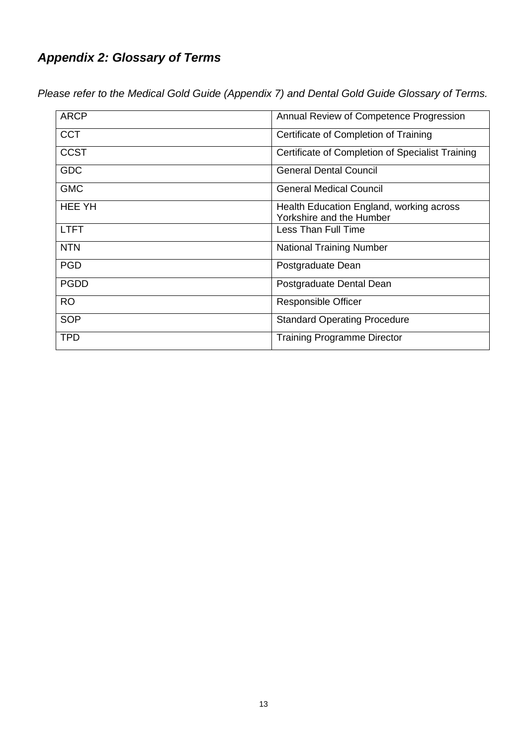## *Appendix 2: Glossary of Terms*

*Please refer to the Medical Gold Guide (Appendix 7) and Dental Gold Guide Glossary of Terms.*

| | |
|---|---|
| ARCP | Annual Review of Competence Progression |
| CCT | Certificate of Completion of Training |
| CCST | Certificate of Completion of Specialist Training |
| GDC | General Dental Council |
| GMC | General Medical Council |
| HEE YH | Health Education England, working across Yorkshire and the Humber |
| LTFT | Less Than Full Time |
| NTN | National Training Number |
| PGD | Postgraduate Dean |
| PGDD | Postgraduate Dental Dean |
| RO | Responsible Officer |
| SOP | Standard Operating Procedure |
| TPD | Training Programme Director |